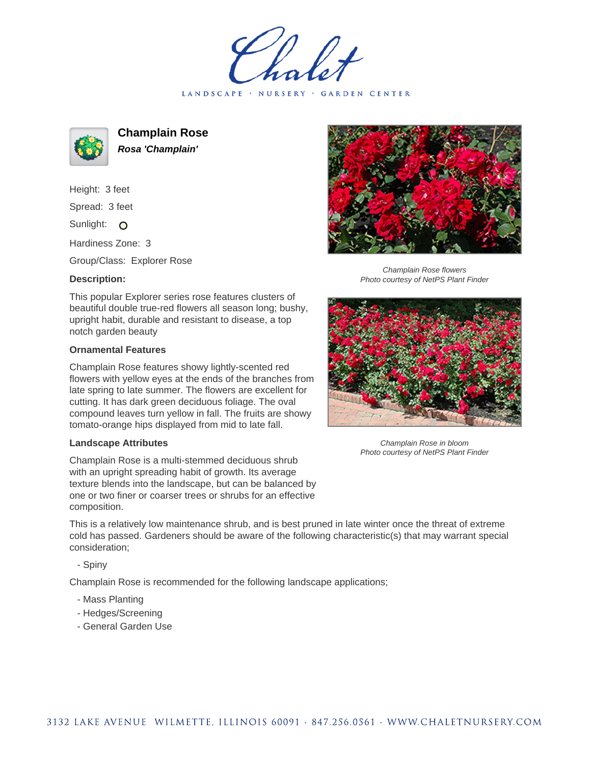# Chalet

LANDSCAPE · NURSERY · GARDEN CENTER

## Champlain Rose

***Rosa 'Champlain'***

Height: 3 feet

Spread: 3 feet

Sunlight: O

Hardiness Zone: 3

Group/Class: Explorer Rose

### Description:

This popular Explorer series rose features clusters of beautiful double true-red flowers all season long; bushy, upright habit, durable and resistant to disease, a top notch garden beauty

### Ornamental Features

Champlain Rose features showy lightly-scented red flowers with yellow eyes at the ends of the branches from late spring to late summer. The flowers are excellent for cutting. It has dark green deciduous foliage. The oval compound leaves turn yellow in fall. The fruits are showy tomato-orange hips displayed from mid to late fall.

### Landscape Attributes

Champlain Rose is a multi-stemmed deciduous shrub with an upright spreading habit of growth. Its average texture blends into the landscape, but can be balanced by one or two finer or coarser trees or shrubs for an effective composition.

This is a relatively low maintenance shrub, and is best pruned in late winter once the threat of extreme cold has passed. Gardeners should be aware of the following characteristic(s) that may warrant special consideration;

- Spiny

Champlain Rose is recommended for the following landscape applications;

- Mass Planting
- Hedges/Screening
- General Garden Use

*Champlain Rose flowers*
*Photo courtesy of NetPS Plant Finder*

*Champlain Rose in bloom*
*Photo courtesy of NetPS Plant Finder*

3132 LAKE AVENUE WILMETTE, ILLINOIS 60091 · 847.256.0561 · WWW.CHALETNURSERY.COM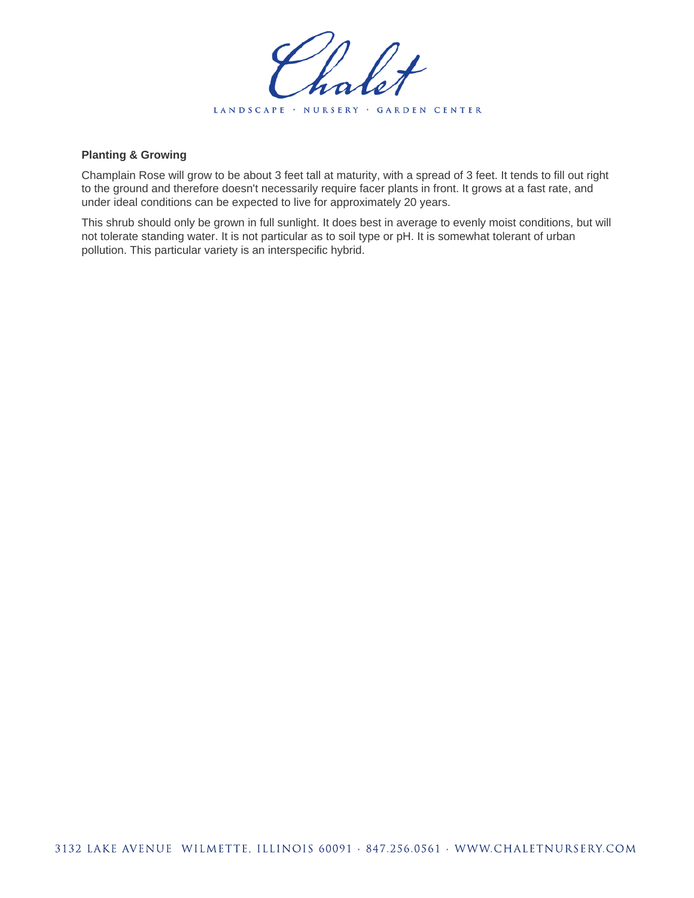**Planting & Growing**

Champlain Rose will grow to be about 3 feet tall at maturity, with a spread of 3 feet. It tends to fill out right to the ground and therefore doesn't necessarily require facer plants in front. It grows at a fast rate, and under ideal conditions can be expected to live for approximately 20 years.

This shrub should only be grown in full sunlight. It does best in average to evenly moist conditions, but will not tolerate standing water. It is not particular as to soil type or pH. It is somewhat tolerant of urban pollution. This particular variety is an interspecific hybrid.